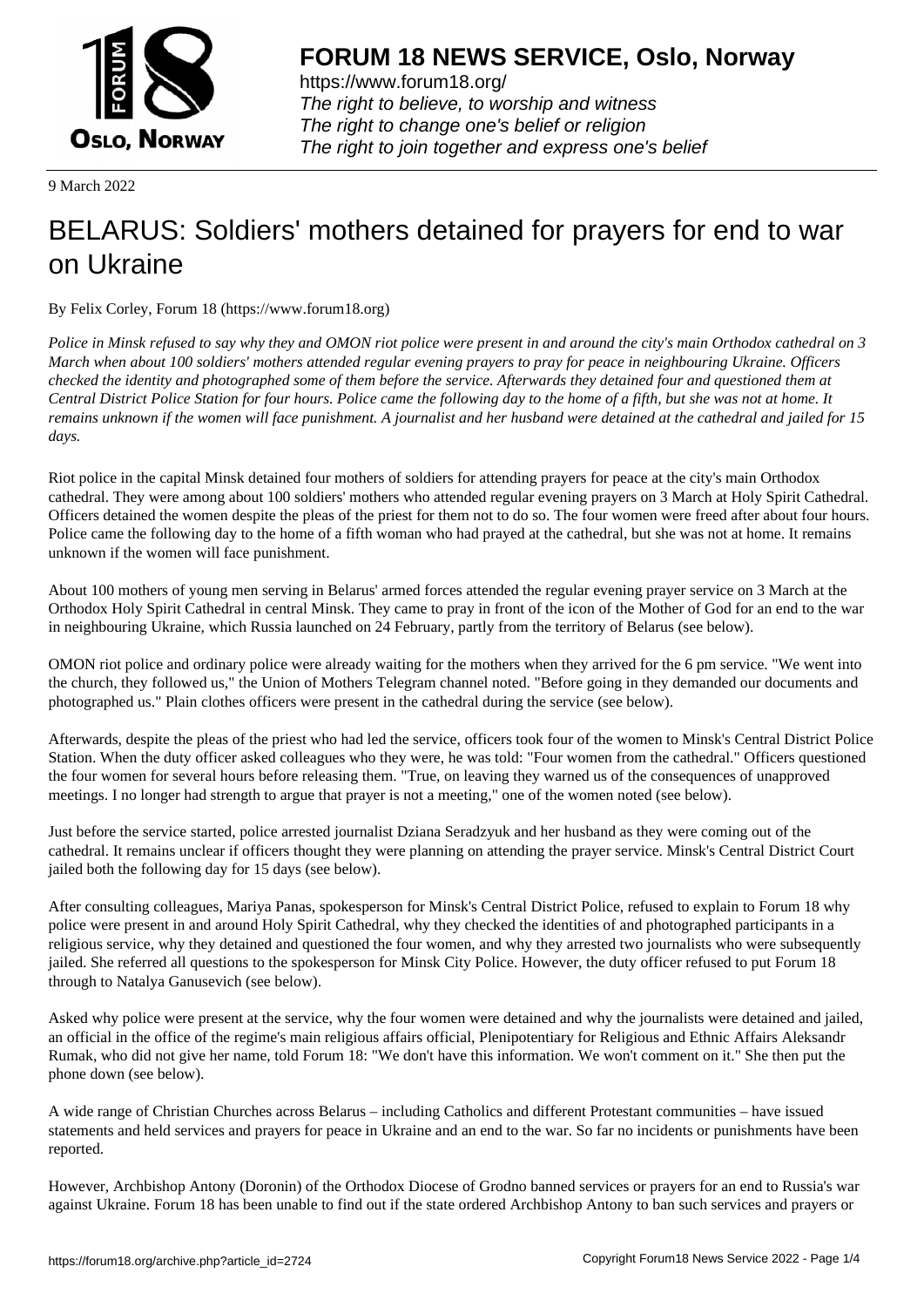9 March 2022

# BELARUS: Soldiers' mothers detained for prayers for end to war on Ukraine

By Felix Corley, Forum 18 (https://www.forum18.org)

*Police in Minsk refused to say why they and OMON riot police were present in and around the city's main Orthodox cathedral on 3 March when about 100 soldiers' mothers attended regular evening prayers to pray for peace in neighbouring Ukraine. Officers checked the identity and photographed some of them before the service. Afterwards they detained four and questioned them at Central District Police Station for four hours. Police came the following day to the home of a fifth, but she was not at home. It remains unknown if the women will face punishment. A journalist and her husband were detained at the cathedral and jailed for 15 days.*

Riot police in the capital Minsk detained four mothers of soldiers for attending prayers for peace at the city's main Orthodox cathedral. They were among about 100 soldiers' mothers who attended regular evening prayers on 3 March at Holy Spirit Cathedral. Officers detained the women despite the pleas of the priest for them not to do so. The four women were freed after about four hours. Police came the following day to the home of a fifth woman who had prayed at the cathedral, but she was not at home. It remains unknown if the women will face punishment.

About 100 mothers of young men serving in Belarus' armed forces attended the regular evening prayer service on 3 March at the Orthodox Holy Spirit Cathedral in central Minsk. They came to pray in front of the icon of the Mother of God for an end to the war in neighbouring Ukraine, which Russia launched on 24 February, partly from the territory of Belarus (see below).

OMON riot police and ordinary police were already waiting for the mothers when they arrived for the 6 pm service. "We went into the church, they followed us," the Union of Mothers Telegram channel noted. "Before going in they demanded our documents and photographed us." Plain clothes officers were present in the cathedral during the service (see below).

Afterwards, despite the pleas of the priest who had led the service, officers took four of the women to Minsk's Central District Police Station. When the duty officer asked colleagues who they were, he was told: "Four women from the cathedral." Officers questioned the four women for several hours before releasing them. "True, on leaving they warned us of the consequences of unapproved meetings. I no longer had strength to argue that prayer is not a meeting," one of the women noted (see below).

Just before the service started, police arrested journalist Dziana Seradzyuk and her husband as they were coming out of the cathedral. It remains unclear if officers thought they were planning on attending the prayer service. Minsk's Central District Court jailed both the following day for 15 days (see below).

After consulting colleagues, Mariya Panas, spokesperson for Minsk's Central District Police, refused to explain to Forum 18 why police were present in and around Holy Spirit Cathedral, why they checked the identities of and photographed participants in a religious service, why they detained and questioned the four women, and why they arrested two journalists who were subsequently jailed. She referred all questions to the spokesperson for Minsk City Police. However, the duty officer refused to put Forum 18 through to Natalya Ganusevich (see below).

Asked why police were present at the service, why the four women were detained and why the journalists were detained and jailed, an official in the office of the regime's main religious affairs official, Plenipotentiary for Religious and Ethnic Affairs Aleksandr Rumak, who did not give her name, told Forum 18: "We don't have this information. We won't comment on it." She then put the phone down (see below).

A wide range of Christian Churches across Belarus – including Catholics and different Protestant communities – have issued statements and held services and prayers for peace in Ukraine and an end to the war. So far no incidents or punishments have been reported.

However, Archbishop Antony (Doronin) of the Orthodox Diocese of Grodno banned services or prayers for an end to Russia's war against Ukraine. Forum 18 has been unable to find out if the state ordered Archbishop Antony to ban such services and prayers or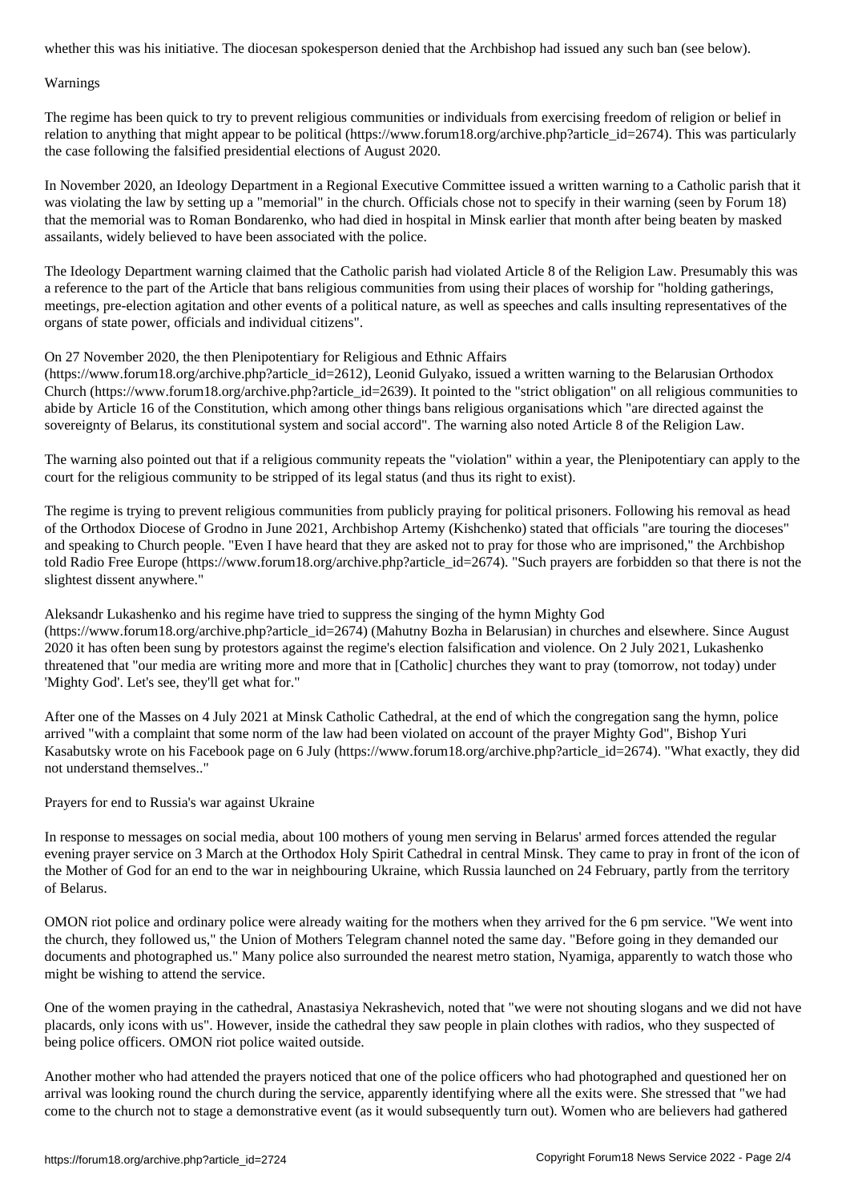whether this was his initiative. The diocesan spokesperson denied that the Archbishop had issued any such ban (see below).

## Warnings

The regime has been quick to try to prevent religious communities or individuals from exercising freedom of religion or belief in relation to anything that might appear to be political (https://www.forum18.org/archive.php?article_id=2674). This was particularly the case following the falsified presidential elections of August 2020.

In November 2020, an Ideology Department in a Regional Executive Committee issued a written warning to a Catholic parish that it was violating the law by setting up a "memorial" in the church. Officials chose not to specify in their warning (seen by Forum 18) that the memorial was to Roman Bondarenko, who had died in hospital in Minsk earlier that month after being beaten by masked assailants, widely believed to have been associated with the police.

The Ideology Department warning claimed that the Catholic parish had violated Article 8 of the Religion Law. Presumably this was a reference to the part of the Article that bans religious communities from using their places of worship for "holding gatherings, meetings, pre-election agitation and other events of a political nature, as well as speeches and calls insulting representatives of the organs of state power, officials and individual citizens".

On 27 November 2020, the then Plenipotentiary for Religious and Ethnic Affairs (https://www.forum18.org/archive.php?article_id=2612), Leonid Gulyako, issued a written warning to the Belarusian Orthodox Church (https://www.forum18.org/archive.php?article_id=2639). It pointed to the "strict obligation" on all religious communities to abide by Article 16 of the Constitution, which among other things bans religious organisations which "are directed against the sovereignty of Belarus, its constitutional system and social accord". The warning also noted Article 8 of the Religion Law.

The warning also pointed out that if a religious community repeats the "violation" within a year, the Plenipotentiary can apply to the court for the religious community to be stripped of its legal status (and thus its right to exist).

The regime is trying to prevent religious communities from publicly praying for political prisoners. Following his removal as head of the Orthodox Diocese of Grodno in June 2021, Archbishop Artemy (Kishchenko) stated that officials "are touring the dioceses" and speaking to Church people. "Even I have heard that they are asked not to pray for those who are imprisoned," the Archbishop told Radio Free Europe (https://www.forum18.org/archive.php?article_id=2674). "Such prayers are forbidden so that there is not the slightest dissent anywhere."

Aleksandr Lukashenko and his regime have tried to suppress the singing of the hymn Mighty God (https://www.forum18.org/archive.php?article_id=2674) (Mahutny Bozha in Belarusian) in churches and elsewhere. Since August 2020 it has often been sung by protestors against the regime's election falsification and violence. On 2 July 2021, Lukashenko threatened that "our media are writing more and more that in [Catholic] churches they want to pray (tomorrow, not today) under 'Mighty God'. Let's see, they'll get what for."

After one of the Masses on 4 July 2021 at Minsk Catholic Cathedral, at the end of which the congregation sang the hymn, police arrived "with a complaint that some norm of the law had been violated on account of the prayer Mighty God", Bishop Yuri Kasabutsky wrote on his Facebook page on 6 July (https://www.forum18.org/archive.php?article_id=2674). "What exactly, they did not understand themselves.."

## Prayers for end to Russia's war against Ukraine

In response to messages on social media, about 100 mothers of young men serving in Belarus' armed forces attended the regular evening prayer service on 3 March at the Orthodox Holy Spirit Cathedral in central Minsk. They came to pray in front of the icon of the Mother of God for an end to the war in neighbouring Ukraine, which Russia launched on 24 February, partly from the territory of Belarus.

OMON riot police and ordinary police were already waiting for the mothers when they arrived for the 6 pm service. "We went into the church, they followed us," the Union of Mothers Telegram channel noted the same day. "Before going in they demanded our documents and photographed us." Many police also surrounded the nearest metro station, Nyamiga, apparently to watch those who might be wishing to attend the service.

One of the women praying in the cathedral, Anastasiya Nekrashevich, noted that "we were not shouting slogans and we did not have placards, only icons with us". However, inside the cathedral they saw people in plain clothes with radios, who they suspected of being police officers. OMON riot police waited outside.

Another mother who had attended the prayers noticed that one of the police officers who had photographed and questioned her on arrival was looking round the church during the service, apparently identifying where all the exits were. She stressed that "we had come to the church not to stage a demonstrative event (as it would subsequently turn out). Women who are believers had gathered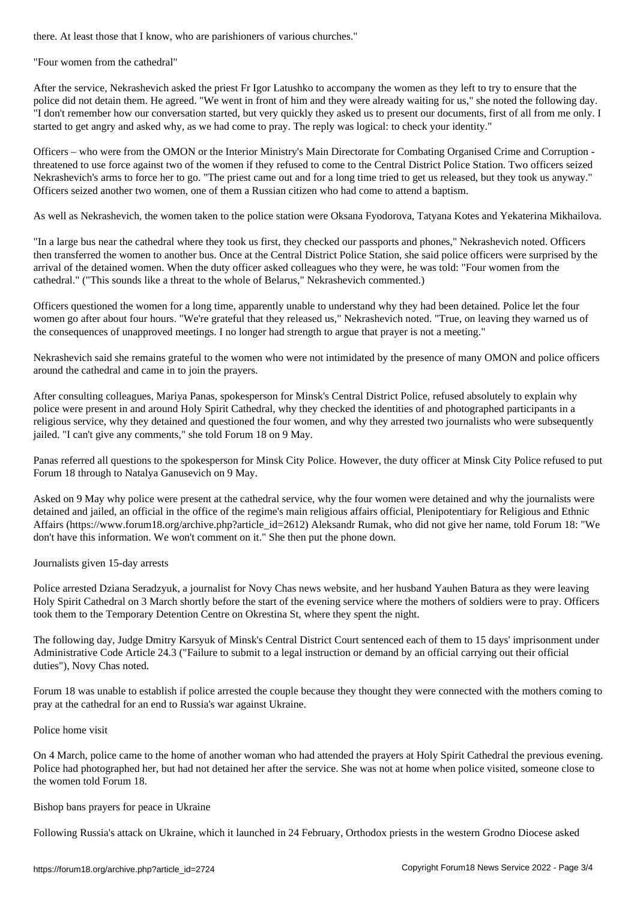there. At least those that I know, who are parishioners of various churches."

## "Four women from the cathedral"

After the service, Nekrashevich asked the priest Fr Igor Latushko to accompany the women as they left to try to ensure that the police did not detain them. He agreed. "We went in front of him and they were already waiting for us," she noted the following day. "I don't remember how our conversation started, but very quickly they asked us to present our documents, first of all from me only. I started to get angry and asked why, as we had come to pray. The reply was logical: to check your identity."

Officers – who were from the OMON or the Interior Ministry's Main Directorate for Combating Organised Crime and Corruption - threatened to use force against two of the women if they refused to come to the Central District Police Station. Two officers seized Nekrashevich's arms to force her to go. "The priest came out and for a long time tried to get us released, but they took us anyway." Officers seized another two women, one of them a Russian citizen who had come to attend a baptism.

As well as Nekrashevich, the women taken to the police station were Oksana Fyodorova, Tatyana Kotes and Yekaterina Mikhailova.

"In a large bus near the cathedral where they took us first, they checked our passports and phones," Nekrashevich noted. Officers then transferred the women to another bus. Once at the Central District Police Station, she said police officers were surprised by the arrival of the detained women. When the duty officer asked colleagues who they were, he was told: "Four women from the cathedral." ("This sounds like a threat to the whole of Belarus," Nekrashevich commented.)

Officers questioned the women for a long time, apparently unable to understand why they had been detained. Police let the four women go after about four hours. "We're grateful that they released us," Nekrashevich noted. "True, on leaving they warned us of the consequences of unapproved meetings. I no longer had strength to argue that prayer is not a meeting."

Nekrashevich said she remains grateful to the women who were not intimidated by the presence of many OMON and police officers around the cathedral and came in to join the prayers.

After consulting colleagues, Mariya Panas, spokesperson for Minsk's Central District Police, refused absolutely to explain why police were present in and around Holy Spirit Cathedral, why they checked the identities of and photographed participants in a religious service, why they detained and questioned the four women, and why they arrested two journalists who were subsequently jailed. "I can't give any comments," she told Forum 18 on 9 May.

Panas referred all questions to the spokesperson for Minsk City Police. However, the duty officer at Minsk City Police refused to put Forum 18 through to Natalya Ganusevich on 9 May.

Asked on 9 May why police were present at the cathedral service, why the four women were detained and why the journalists were detained and jailed, an official in the office of the regime's main religious affairs official, Plenipotentiary for Religious and Ethnic Affairs (https://www.forum18.org/archive.php?article_id=2612) Aleksandr Rumak, who did not give her name, told Forum 18: "We don't have this information. We won't comment on it." She then put the phone down.

## Journalists given 15-day arrests

Police arrested Dziana Seradzyuk, a journalist for Novy Chas news website, and her husband Yauhen Batura as they were leaving Holy Spirit Cathedral on 3 March shortly before the start of the evening service where the mothers of soldiers were to pray. Officers took them to the Temporary Detention Centre on Okrestina St, where they spent the night.

The following day, Judge Dmitry Karsyuk of Minsk's Central District Court sentenced each of them to 15 days' imprisonment under Administrative Code Article 24.3 ("Failure to submit to a legal instruction or demand by an official carrying out their official duties"), Novy Chas noted.

Forum 18 was unable to establish if police arrested the couple because they thought they were connected with the mothers coming to pray at the cathedral for an end to Russia's war against Ukraine.

## Police home visit

On 4 March, police came to the home of another woman who had attended the prayers at Holy Spirit Cathedral the previous evening. Police had photographed her, but had not detained her after the service. She was not at home when police visited, someone close to the women told Forum 18.

## Bishop bans prayers for peace in Ukraine

Following Russia's attack on Ukraine, which it launched in 24 February, Orthodox priests in the western Grodno Diocese asked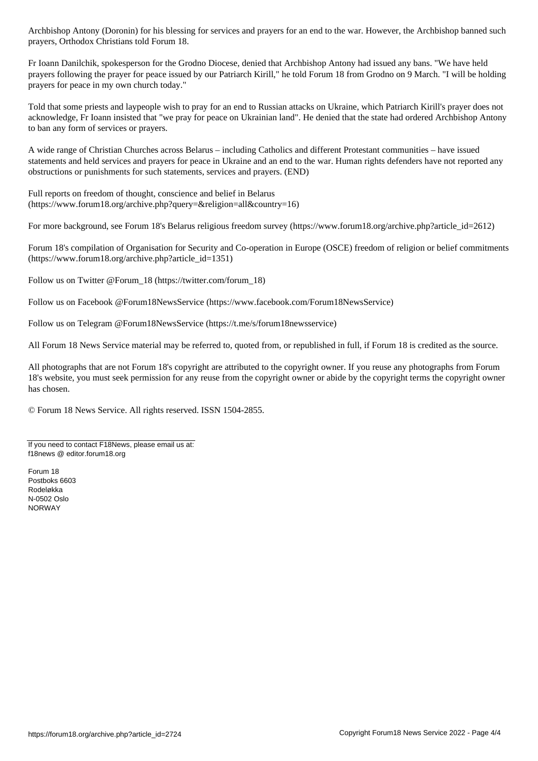Archbishop Antony (Doronin) for his blessing for services and prayers for an end to the war. However, the Archbishop banned such prayers, Orthodox Christians told Forum 18.

Fr Ioann Danilchik, spokesperson for the Grodno Diocese, denied that Archbishop Antony had issued any bans. "We have held prayers following the prayer for peace issued by our Patriarch Kirill," he told Forum 18 from Grodno on 9 March. "I will be holding prayers for peace in my own church today."

Told that some priests and laypeople wish to pray for an end to Russian attacks on Ukraine, which Patriarch Kirill's prayer does not acknowledge, Fr Ioann insisted that "we pray for peace on Ukrainian land". He denied that the state had ordered Archbishop Antony to ban any form of services or prayers.

A wide range of Christian Churches across Belarus – including Catholics and different Protestant communities – have issued statements and held services and prayers for peace in Ukraine and an end to the war. Human rights defenders have not reported any obstructions or punishments for such statements, services and prayers. (END)

Full reports on freedom of thought, conscience and belief in Belarus (https://www.forum18.org/archive.php?query=&religion=all&country=16)

For more background, see Forum 18's Belarus religious freedom survey (https://www.forum18.org/archive.php?article_id=2612)

Forum 18's compilation of Organisation for Security and Co-operation in Europe (OSCE) freedom of religion or belief commitments (https://www.forum18.org/archive.php?article_id=1351)

Follow us on Twitter @Forum_18 (https://twitter.com/forum_18)

Follow us on Facebook @Forum18NewsService (https://www.facebook.com/Forum18NewsService)

Follow us on Telegram @Forum18NewsService (https://t.me/s/forum18newsservice)

All Forum 18 News Service material may be referred to, quoted from, or republished in full, if Forum 18 is credited as the source.

All photographs that are not Forum 18's copyright are attributed to the copyright owner. If you reuse any photographs from Forum 18's website, you must seek permission for any reuse from the copyright owner or abide by the copyright terms the copyright owner has chosen.

© Forum 18 News Service. All rights reserved. ISSN 1504-2855.

If you need to contact F18News, please email us at:
f18news @ editor.forum18.org

Forum 18
Postboks 6603
Rodeløkka
N-0502 Oslo
NORWAY